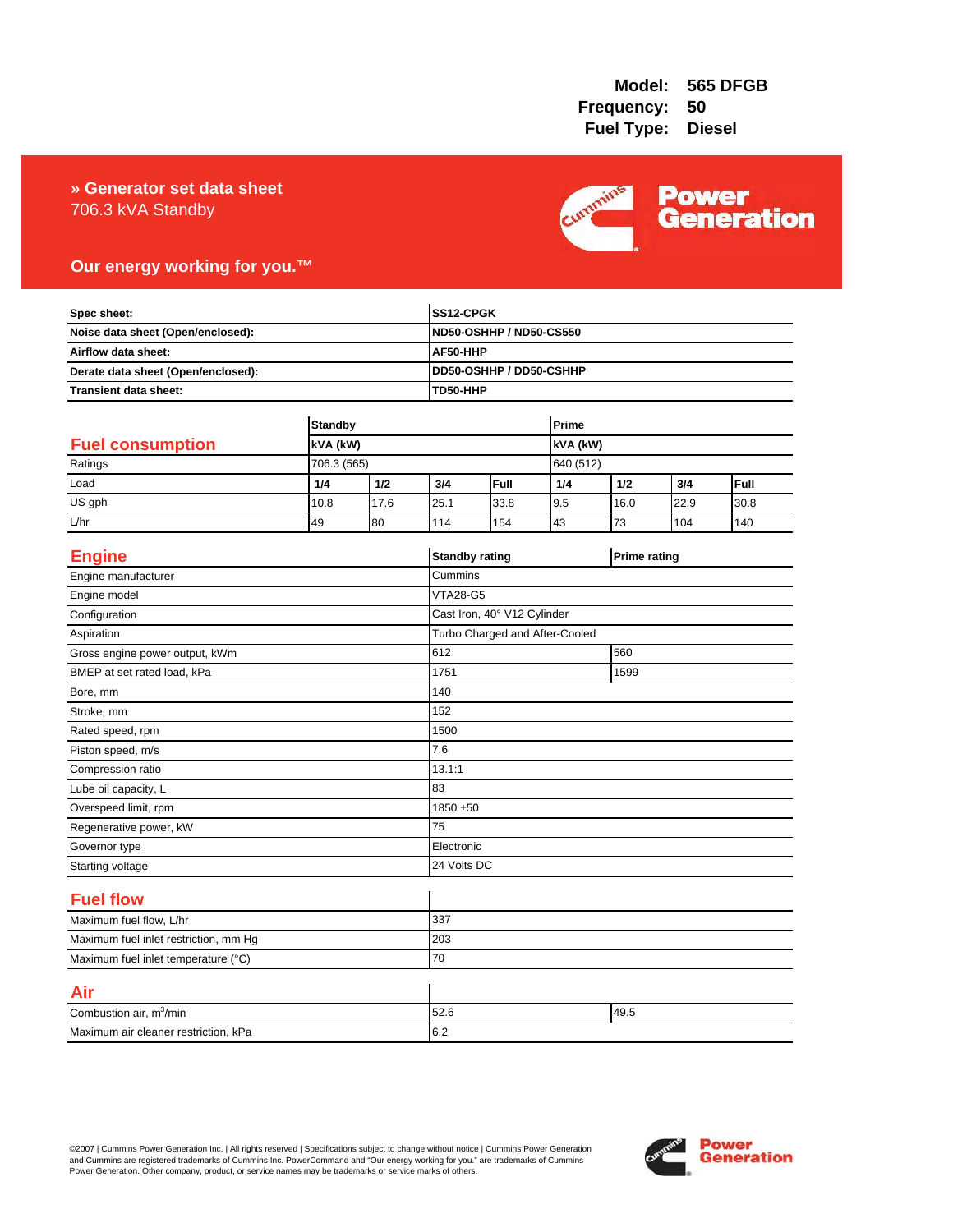**Model:** 565 DFGB
**Frequency:** 50
**Fuel Type:** Diesel

# » Generator set data sheet

706.3 kVA Standby

**Our energy working for you.™**

| | |
|---|---|
| **Spec sheet:** | **SS12-CPGK** |
| **Noise data sheet (Open/enclosed):** | **ND50-OSHHP / ND50-CS550** |
| **Airflow data sheet:** | **AF50-HHP** |
| **Derate data sheet (Open/enclosed):** | **DD50-OSHHP / DD50-CSHHP** |
| **Transient data sheet:** | **TD50-HHP** |

## Fuel consumption

| | **Standby** | | | | **Prime** | | | |
|---|---|---|---|---|---|---|---|---|
| | **kVA (kW)** | | | | **kVA (kW)** | | | |
| Ratings | 706.3 (565) | | | | 640 (512) | | | |
| Load | **1/4** | **1/2** | **3/4** | **Full** | **1/4** | **1/2** | **3/4** | **Full** |
| US gph | 10.8 | 17.6 | 25.1 | 33.8 | 9.5 | 16.0 | 22.9 | 30.8 |
| L/hr | 49 | 80 | 114 | 154 | 43 | 73 | 104 | 140 |

## Engine

| | **Standby rating** | **Prime rating** |
|---|---|---|
| Engine manufacturer | Cummins | |
| Engine model | VTA28-G5 | |
| Configuration | Cast Iron, 40° V12 Cylinder | |
| Aspiration | Turbo Charged and After-Cooled | |
| Gross engine power output, kWm | 612 | 560 |
| BMEP at set rated load, kPa | 1751 | 1599 |
| Bore, mm | 140 | |
| Stroke, mm | 152 | |
| Rated speed, rpm | 1500 | |
| Piston speed, m/s | 7.6 | |
| Compression ratio | 13.1:1 | |
| Lube oil capacity, L | 83 | |
| Overspeed limit, rpm | 1850 ±50 | |
| Regenerative power, kW | 75 | |
| Governor type | Electronic | |
| Starting voltage | 24 Volts DC | |

## Fuel flow

| | |
|---|---|
| Maximum fuel flow, L/hr | 337 |
| Maximum fuel inlet restriction, mm Hg | 203 |
| Maximum fuel inlet temperature (°C) | 70 |

## Air

| | | |
|---|---|---|
| Combustion air, $m^3$/min | 52.6 | 49.5 |
| Maximum air cleaner restriction, kPa | 6.2 | |

©2007 | Cummins Power Generation Inc. | All rights reserved | Specifications subject to change without notice | Cummins Power Generation and Cummins are registered trademarks of Cummins Inc. PowerCommand and "Our energy working for you." are trademarks of Cummins Power Generation. Other company, product, or service names may be trademarks or service marks of others.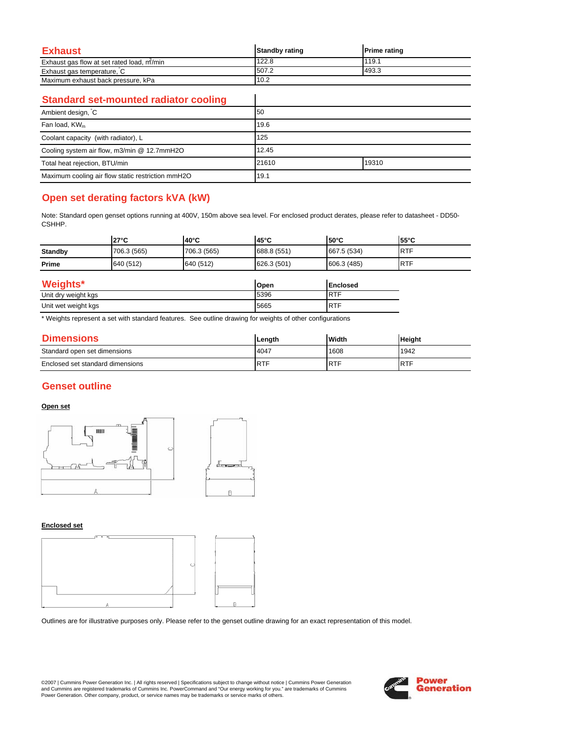## Exhaust

| Exhaust | Standby rating | Prime rating |
|---|---|---|
| Exhaust gas flow at set rated load, $m^3$/min | 122.8 | 119.1 |
| Exhaust gas temperature, °C | 507.2 | 493.3 |
| Maximum exhaust back pressure, kPa | 10.2 | |

## Standard set-mounted radiator cooling

| Standard set-mounted radiator cooling | | |
|---|---|---|
| Ambient design, °C | 50 | |
| Fan load, $KW_m$ | 19.6 | |
| Coolant capacity (with radiator), L | 125 | |
| Cooling system air flow, m3/min @ 12.7mmH2O | 12.45 | |
| Total heat rejection, BTU/min | 21610 | 19310 |
| Maximum cooling air flow static restriction mmH2O | 19.1 | |

## Open set derating factors kVA (kW)

Note: Standard open genset options running at 400V, 150m above sea level. For enclosed product derates, please refer to datasheet - DD50-CSHHP.

| | 27°C | 40°C | 45°C | 50°C | 55°C |
|---|---|---|---|---|---|
| **Standby** | 706.3 (565) | 706.3 (565) | 688.8 (551) | 667.5 (534) | RTF |
| **Prime** | 640 (512) | 640 (512) | 626.3 (501) | 606.3 (485) | RTF |

## Weights*

| Weights* | Open | Enclosed |
|---|---|---|
| Unit dry weight kgs | 5396 | RTF |
| Unit wet weight kgs | 5665 | RTF |

\* Weights represent a set with standard features. See outline drawing for weights of other configurations

## Dimensions

| Dimensions | Length | Width | Height |
|---|---|---|---|
| Standard open set dimensions | 4047 | 1608 | 1942 |
| Enclosed set standard dimensions | RTF | RTF | RTF |

## Genset outline

**Open set**

**Enclosed set**

Outlines are for illustrative purposes only. Please refer to the genset outline drawing for an exact representation of this model.

©2007 | Cummins Power Generation Inc. | All rights reserved | Specifications subject to change without notice | Cummins Power Generation and Cummins are registered trademarks of Cummins Inc. PowerCommand and "Our energy working for you." are trademarks of Cummins Power Generation. Other company, product, or service names may be trademarks or service marks of others.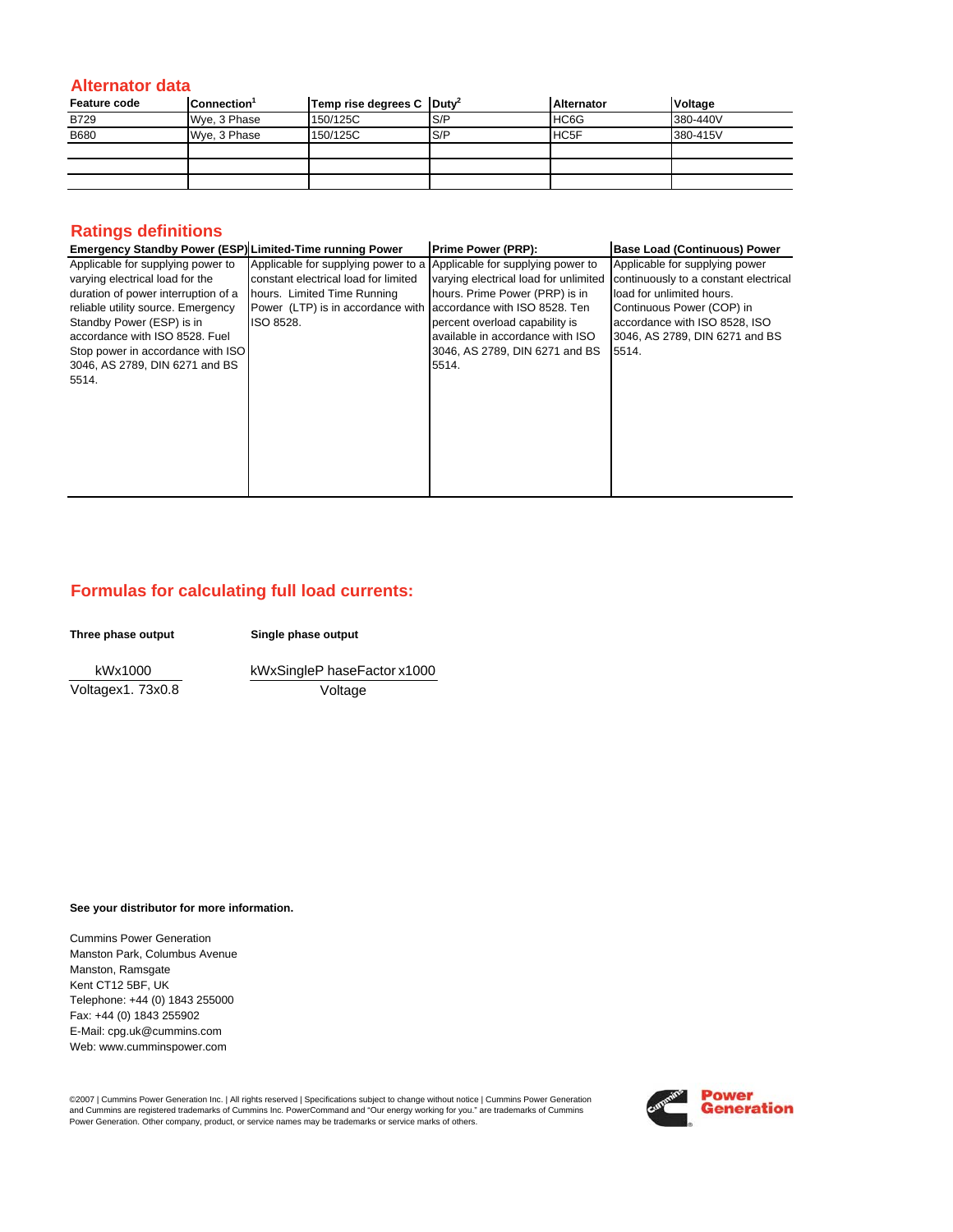## Alternator data

| Feature code | Connection[1] | Temp rise degrees C | Duty[2] | Alternator | Voltage |
|---|---|---|---|---|---|
| B729 | Wye, 3 Phase | 150/125C | S/P | HC6G | 380-440V |
| B680 | Wye, 3 Phase | 150/125C | S/P | HC5F | 380-415V |
| | | | | | |
| | | | | | |
| | | | | | |

## Ratings definitions

| Emergency Standby Power (ESP) | Limited-Time running Power | Prime Power (PRP): | Base Load (Continuous) Power |
|---|---|---|---|
| Applicable for supplying power to varying electrical load for the duration of power interruption of a reliable utility source. Emergency Standby Power (ESP) is in accordance with ISO 8528. Fuel Stop power in accordance with ISO 3046, AS 2789, DIN 6271 and BS 5514. | Applicable for supplying power to a constant electrical load for limited hours. Limited Time Running Power (LTP) is in accordance with ISO 8528. | Applicable for supplying power to varying electrical load for unlimited hours. Prime Power (PRP) is in accordance with ISO 8528. Ten percent overload capability is available in accordance with ISO 3046, AS 2789, DIN 6271 and BS 5514. | Applicable for supplying power continuously to a constant electrical load for unlimited hours. Continuous Power (COP) in accordance with ISO 8528, ISO 3046, AS 2789, DIN 6271 and BS 5514. |

## Formulas for calculating full load currents:

**Three phase output**

$$\frac{kW \times 1000}{Voltage \times 1.73 \times 0.8}$$

**Single phase output**

$$\frac{kW \times SinglePhaseFactor \times 1000}{Voltage}$$

**See your distributor for more information.**

Cummins Power Generation
Manston Park, Columbus Avenue
Manston, Ramsgate
Kent CT12 5BF, UK
Telephone: +44 (0) 1843 255000
Fax: +44 (0) 1843 255902
E-Mail: cpg.uk@cummins.com
Web: www.cumminspower.com

©2007 | Cummins Power Generation Inc. | All rights reserved | Specifications subject to change without notice | Cummins Power Generation and Cummins are registered trademarks of Cummins Inc. PowerCommand and "Our energy working for you." are trademarks of Cummins Power Generation. Other company, product, or service names may be trademarks or service marks of others.